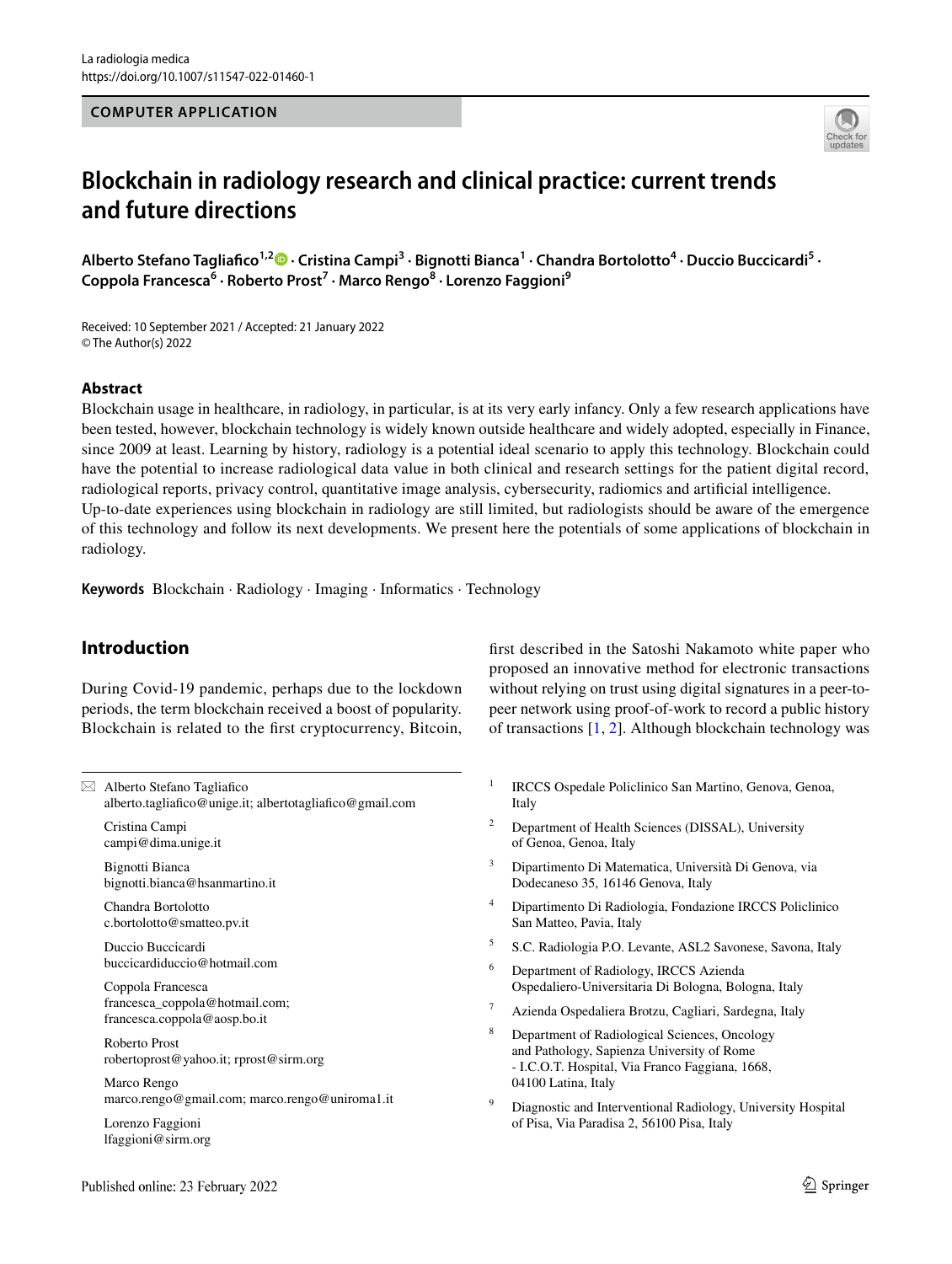COMPUTER APPLICATION

# Blockchain in radiology research and clinical practice: current trends and future directions

**Alberto Stefano Tagliafico[1,2] · Cristina Campi[3] · Bignotti Bianca[1] · Chandra Bortolotto[4] · Duccio Buccicardi[5] · Coppola Francesca[6] · Roberto Prost[7] · Marco Rengo[8] · Lorenzo Faggioni[9]**

Received: 10 September 2021 / Accepted: 21 January 2022
© The Author(s) 2022

## Abstract

Blockchain usage in healthcare, in radiology, in particular, is at its very early infancy. Only a few research applications have been tested, however, blockchain technology is widely known outside healthcare and widely adopted, especially in Finance, since 2009 at least. Learning by history, radiology is a potential ideal scenario to apply this technology. Blockchain could have the potential to increase radiological data value in both clinical and research settings for the patient digital record, radiological reports, privacy control, quantitative image analysis, cybersecurity, radiomics and artificial intelligence. Up-to-date experiences using blockchain in radiology are still limited, but radiologists should be aware of the emergence of this technology and follow its next developments. We present here the potentials of some applications of blockchain in radiology.

**Keywords** Blockchain · Radiology · Imaging · Informatics · Technology

## Introduction

During Covid-19 pandemic, perhaps due to the lockdown periods, the term blockchain received a boost of popularity. Blockchain is related to the first cryptocurrency, Bitcoin, first described in the Satoshi Nakamoto white paper who proposed an innovative method for electronic transactions without relying on trust using digital signatures in a peer-to-peer network using proof-of-work to record a public history of transactions [1, 2]. Although blockchain technology was

✉ Alberto Stefano Tagliafico
alberto.tagliafico@unige.it; albertotagliafico@gmail.com

Cristina Campi
campi@dima.unige.it

Bignotti Bianca
bignotti.bianca@hsanmartino.it

Chandra Bortolotto
c.bortolotto@smatteo.pv.it

Duccio Buccicardi
buccicardiduccio@hotmail.com

Coppola Francesca
francesca_coppola@hotmail.com; francesca.coppola@aosp.bo.it

Roberto Prost
robertoprost@yahoo.it; rprost@sirm.org

Marco Rengo
marco.rengo@gmail.com; marco.rengo@uniroma1.it

Lorenzo Faggioni
lfaggioni@sirm.org

[1] IRCCS Ospedale Policlinico San Martino, Genova, Genoa, Italy

[2] Department of Health Sciences (DISSAL), University of Genoa, Genoa, Italy

[3] Dipartimento Di Matematica, Università Di Genova, via Dodecaneso 35, 16146 Genova, Italy

[4] Dipartimento Di Radiologia, Fondazione IRCCS Policlinico San Matteo, Pavia, Italy

[5] S.C. Radiologia P.O. Levante, ASL2 Savonese, Savona, Italy

[6] Department of Radiology, IRCCS Azienda Ospedaliero-Universitaria Di Bologna, Bologna, Italy

[7] Azienda Ospedaliera Brotzu, Cagliari, Sardegna, Italy

[8] Department of Radiological Sciences, Oncology and Pathology, Sapienza University of Rome - I.C.O.T. Hospital, Via Franco Faggiana, 1668, 04100 Latina, Italy

[9] Diagnostic and Interventional Radiology, University Hospital of Pisa, Via Paradisa 2, 56100 Pisa, Italy

Published online: 23 February 2022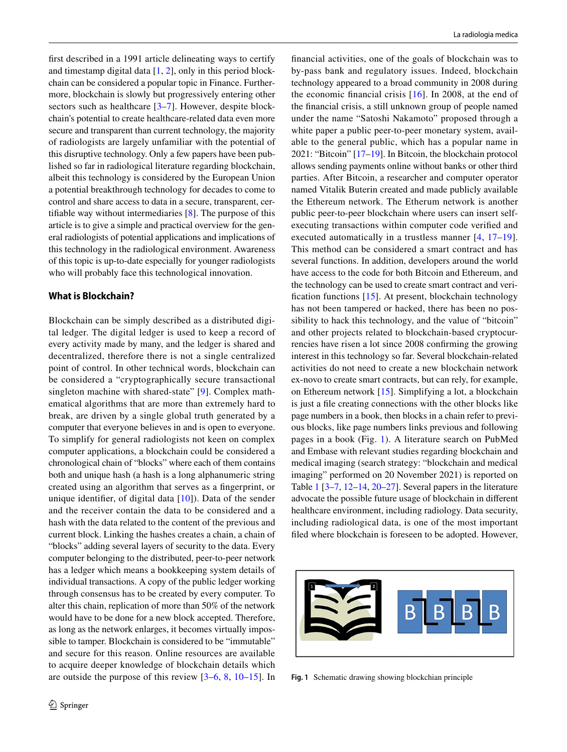first described in a 1991 article delineating ways to certify and timestamp digital data [1, 2], only in this period blockchain can be considered a popular topic in Finance. Furthermore, blockchain is slowly but progressively entering other sectors such as healthcare [3–7]. However, despite blockchain's potential to create healthcare-related data even more secure and transparent than current technology, the majority of radiologists are largely unfamiliar with the potential of this disruptive technology. Only a few papers have been published so far in radiological literature regarding blockchain, albeit this technology is considered by the European Union a potential breakthrough technology for decades to come to control and share access to data in a secure, transparent, certifiable way without intermediaries [8]. The purpose of this article is to give a simple and practical overview for the general radiologists of potential applications and implications of this technology in the radiological environment. Awareness of this topic is up-to-date especially for younger radiologists who will probably face this technological innovation.

## What is Blockchain?

Blockchain can be simply described as a distributed digital ledger. The digital ledger is used to keep a record of every activity made by many, and the ledger is shared and decentralized, therefore there is not a single centralized point of control. In other technical words, blockchain can be considered a "cryptographically secure transactional singleton machine with shared-state" [9]. Complex mathematical algorithms that are more than extremely hard to break, are driven by a single global truth generated by a computer that everyone believes in and is open to everyone. To simplify for general radiologists not keen on complex computer applications, a blockchain could be considered a chronological chain of "blocks" where each of them contains both and unique hash (a hash is a long alphanumeric string created using an algorithm that serves as a fingerprint, or unique identifier, of digital data [10]). Data of the sender and the receiver contain the data to be considered and a hash with the data related to the content of the previous and current block. Linking the hashes creates a chain, a chain of "blocks" adding several layers of security to the data. Every computer belonging to the distributed, peer-to-peer network has a ledger which means a bookkeeping system details of individual transactions. A copy of the public ledger working through consensus has to be created by every computer. To alter this chain, replication of more than 50% of the network would have to be done for a new block accepted. Therefore, as long as the network enlarges, it becomes virtually impossible to tamper. Blockchain is considered to be "immutable" and secure for this reason. Online resources are available to acquire deeper knowledge of blockchain details which are outside the purpose of this review [3–6, 8, 10–15]. In financial activities, one of the goals of blockchain was to by-pass bank and regulatory issues. Indeed, blockchain technology appeared to a broad community in 2008 during the economic financial crisis [16]. In 2008, at the end of the financial crisis, a still unknown group of people named under the name "Satoshi Nakamoto" proposed through a white paper a public peer-to-peer monetary system, available to the general public, which has a popular name in 2021: "Bitcoin" [17–19]. In Bitcoin, the blockchain protocol allows sending payments online without banks or other third parties. After Bitcoin, a researcher and computer operator named Vitalik Buterin created and made publicly available the Ethereum network. The Etherum network is another public peer-to-peer blockchain where users can insert self-executing transactions within computer code verified and executed automatically in a trustless manner [4, 17–19]. This method can be considered a smart contract and has several functions. In addition, developers around the world have access to the code for both Bitcoin and Ethereum, and the technology can be used to create smart contract and verification functions [15]. At present, blockchain technology has not been tampered or hacked, there has been no possibility to hack this technology, and the value of "bitcoin" and other projects related to blockchain-based cryptocurrencies have risen a lot since 2008 confirming the growing interest in this technology so far. Several blockchain-related activities do not need to create a new blockchain network ex-novo to create smart contracts, but can rely, for example, on Ethereum network [15]. Simplifying a lot, a blockchain is just a file creating connections with the other blocks like page numbers in a book, then blocks in a chain refer to previous blocks, like page numbers links previous and following pages in a book (Fig. 1). A literature search on PubMed and Embase with relevant studies regarding blockchain and medical imaging (search strategy: "blockchain and medical imaging" performed on 20 November 2021) is reported on Table 1 [3–7, 12–14, 20–27]. Several papers in the literature advocate the possible future usage of blockchain in different healthcare environment, including radiology. Data security, including radiological data, is one of the most important filed where blockchain is foreseen to be adopted. However,

**Fig. 1** Schematic drawing showing blockchian principle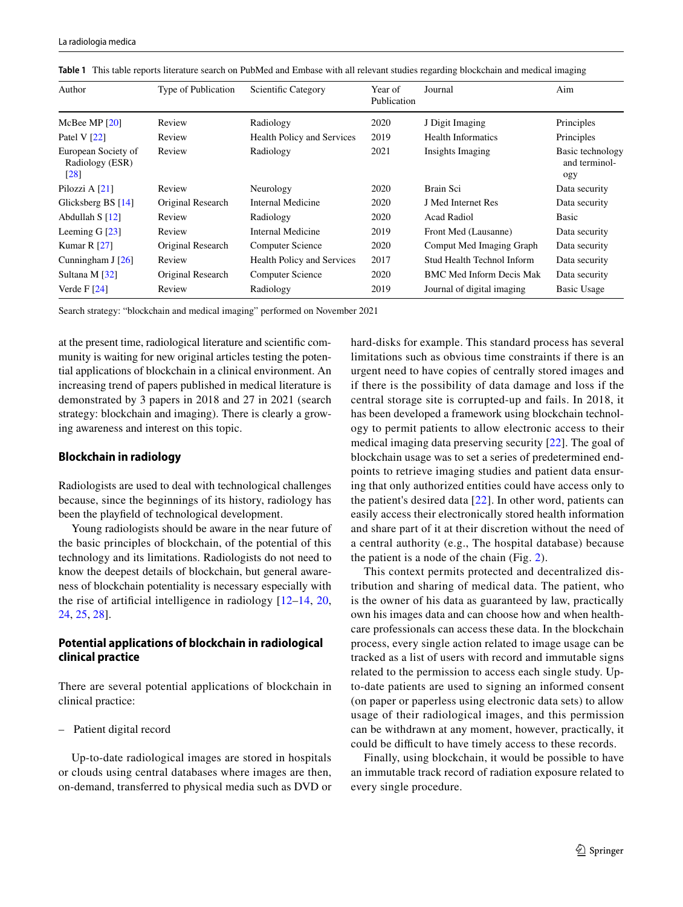Table 1 This table reports literature search on PubMed and Embase with all relevant studies regarding blockchain and medical imaging

| Author | Type of Publication | Scientific Category | Year of Publication | Journal | Aim |
|---|---|---|---|---|---|
| McBee MP [20] | Review | Radiology | 2020 | J Digit Imaging | Principles |
| Patel V [22] | Review | Health Policy and Services | 2019 | Health Informatics | Principles |
| European Society of Radiology (ESR) [28] | Review | Radiology | 2021 | Insights Imaging | Basic technology and terminology |
| Pilozzi A [21] | Review | Neurology | 2020 | Brain Sci | Data security |
| Glicksberg BS [14] | Original Research | Internal Medicine | 2020 | J Med Internet Res | Data security |
| Abdullah S [12] | Review | Radiology | 2020 | Acad Radiol | Basic |
| Leeming G [23] | Review | Internal Medicine | 2019 | Front Med (Lausanne) | Data security |
| Kumar R [27] | Original Research | Computer Science | 2020 | Comput Med Imaging Graph | Data security |
| Cunningham J [26] | Review | Health Policy and Services | 2017 | Stud Health Technol Inform | Data security |
| Sultana M [32] | Original Research | Computer Science | 2020 | BMC Med Inform Decis Mak | Data security |
| Verde F [24] | Review | Radiology | 2019 | Journal of digital imaging | Basic Usage |

Search strategy: "blockchain and medical imaging" performed on November 2021

at the present time, radiological literature and scientific community is waiting for new original articles testing the potential applications of blockchain in a clinical environment. An increasing trend of papers published in medical literature is demonstrated by 3 papers in 2018 and 27 in 2021 (search strategy: blockchain and imaging). There is clearly a growing awareness and interest on this topic.

## Blockchain in radiology

Radiologists are used to deal with technological challenges because, since the beginnings of its history, radiology has been the playfield of technological development.

Young radiologists should be aware in the near future of the basic principles of blockchain, of the potential of this technology and its limitations. Radiologists do not need to know the deepest details of blockchain, but general awareness of blockchain potentiality is necessary especially with the rise of artificial intelligence in radiology [12–14, 20, 24, 25, 28].

## Potential applications of blockchain in radiological clinical practice

There are several potential applications of blockchain in clinical practice:

– Patient digital record

Up-to-date radiological images are stored in hospitals or clouds using central databases where images are then, on-demand, transferred to physical media such as DVD or hard-disks for example. This standard process has several limitations such as obvious time constraints if there is an urgent need to have copies of centrally stored images and if there is the possibility of data damage and loss if the central storage site is corrupted-up and fails. In 2018, it has been developed a framework using blockchain technology to permit patients to allow electronic access to their medical imaging data preserving security [22]. The goal of blockchain usage was to set a series of predetermined endpoints to retrieve imaging studies and patient data ensuring that only authorized entities could have access only to the patient's desired data [22]. In other word, patients can easily access their electronically stored health information and share part of it at their discretion without the need of a central authority (e.g., The hospital database) because the patient is a node of the chain (Fig. 2).

This context permits protected and decentralized distribution and sharing of medical data. The patient, who is the owner of his data as guaranteed by law, practically own his images data and can choose how and when healthcare professionals can access these data. In the blockchain process, every single action related to image usage can be tracked as a list of users with record and immutable signs related to the permission to access each single study. Up-to-date patients are used to signing an informed consent (on paper or paperless using electronic data sets) to allow usage of their radiological images, and this permission can be withdrawn at any moment, however, practically, it could be difficult to have timely access to these records.

Finally, using blockchain, it would be possible to have an immutable track record of radiation exposure related to every single procedure.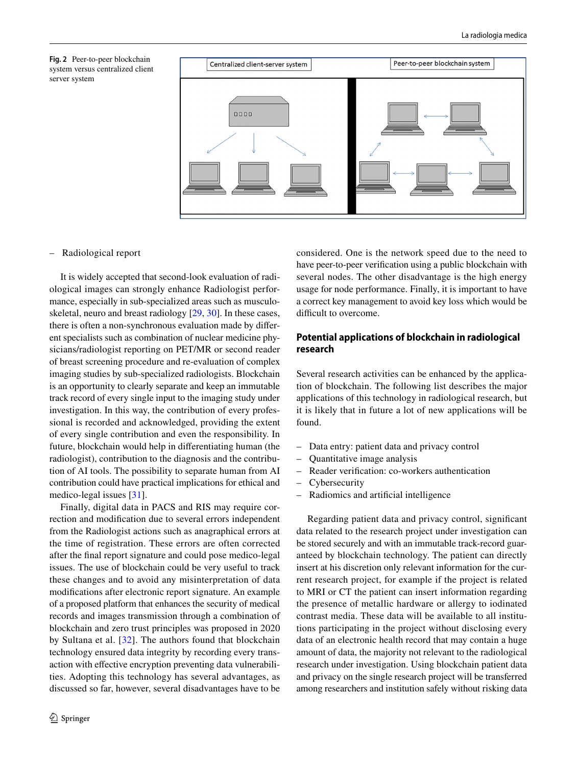Fig. 2 Peer-to-peer blockchain system versus centralized client server system

– Radiological report

It is widely accepted that second-look evaluation of radiological images can strongly enhance Radiologist performance, especially in sub-specialized areas such as musculoskeletal, neuro and breast radiology [29, 30]. In these cases, there is often a non-synchronous evaluation made by different specialists such as combination of nuclear medicine physicians/radiologist reporting on PET/MR or second reader of breast screening procedure and re-evaluation of complex imaging studies by sub-specialized radiologists. Blockchain is an opportunity to clearly separate and keep an immutable track record of every single input to the imaging study under investigation. In this way, the contribution of every professional is recorded and acknowledged, providing the extent of every single contribution and even the responsibility. In future, blockchain would help in differentiating human (the radiologist), contribution to the diagnosis and the contribution of AI tools. The possibility to separate human from AI contribution could have practical implications for ethical and medico-legal issues [31].

Finally, digital data in PACS and RIS may require correction and modification due to several errors independent from the Radiologist actions such as anagraphical errors at the time of registration. These errors are often corrected after the final report signature and could pose medico-legal issues. The use of blockchain could be very useful to track these changes and to avoid any misinterpretation of data modifications after electronic report signature. An example of a proposed platform that enhances the security of medical records and images transmission through a combination of blockchain and zero trust principles was proposed in 2020 by Sultana et al. [32]. The authors found that blockchain technology ensured data integrity by recording every transaction with effective encryption preventing data vulnerabilities. Adopting this technology has several advantages, as discussed so far, however, several disadvantages have to be considered. One is the network speed due to the need to have peer-to-peer verification using a public blockchain with several nodes. The other disadvantage is the high energy usage for node performance. Finally, it is important to have a correct key management to avoid key loss which would be difficult to overcome.

## Potential applications of blockchain in radiological research

Several research activities can be enhanced by the application of blockchain. The following list describes the major applications of this technology in radiological research, but it is likely that in future a lot of new applications will be found.

- Data entry: patient data and privacy control
- Quantitative image analysis
- Reader verification: co-workers authentication
- Cybersecurity
- Radiomics and artificial intelligence

Regarding patient data and privacy control, significant data related to the research project under investigation can be stored securely and with an immutable track-record guaranteed by blockchain technology. The patient can directly insert at his discretion only relevant information for the current research project, for example if the project is related to MRI or CT the patient can insert information regarding the presence of metallic hardware or allergy to iodinated contrast media. These data will be available to all institutions participating in the project without disclosing every data of an electronic health record that may contain a huge amount of data, the majority not relevant to the radiological research under investigation. Using blockchain patient data and privacy on the single research project will be transferred among researchers and institution safely without risking data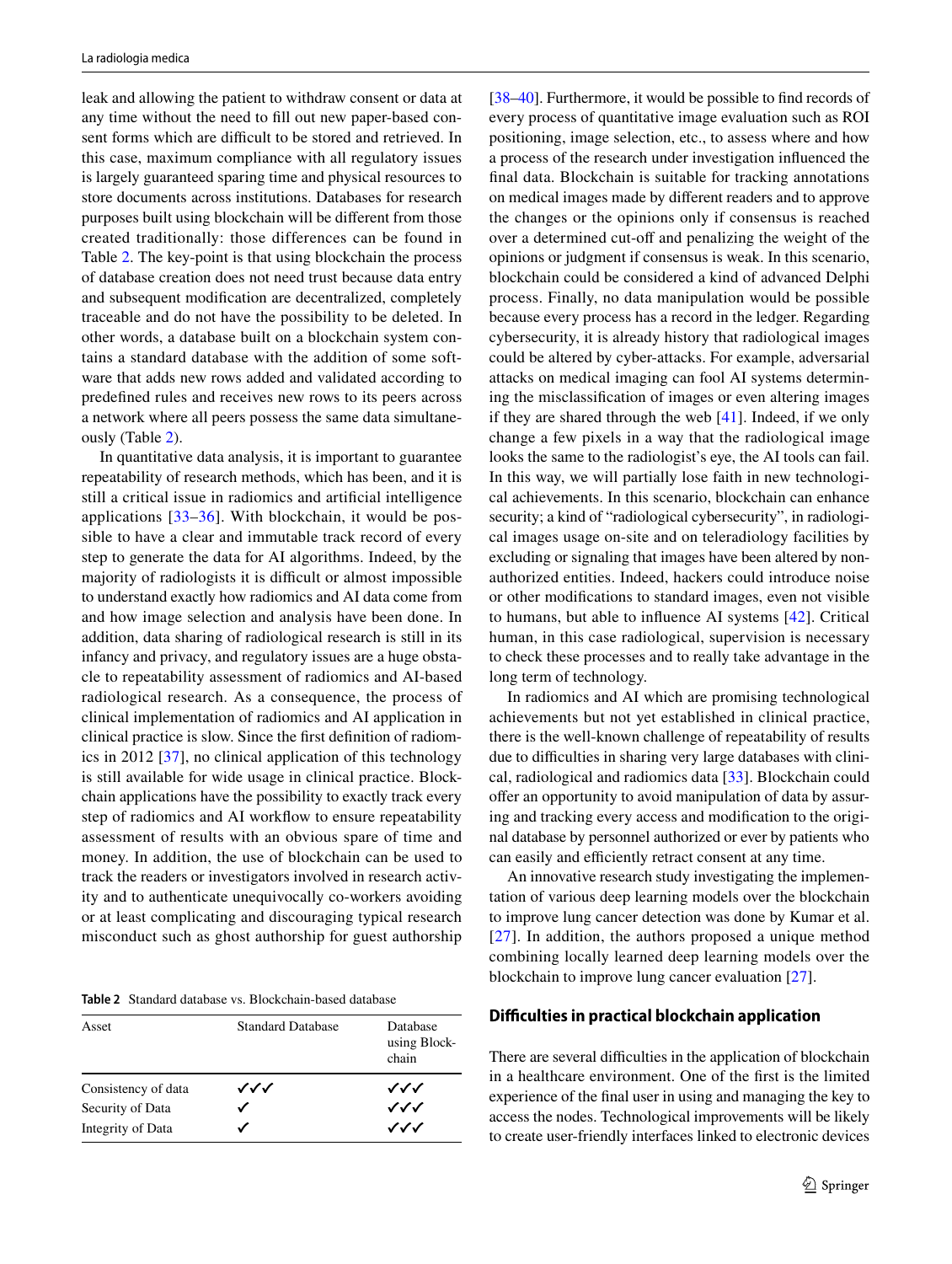leak and allowing the patient to withdraw consent or data at any time without the need to fill out new paper-based consent forms which are difficult to be stored and retrieved. In this case, maximum compliance with all regulatory issues is largely guaranteed sparing time and physical resources to store documents across institutions. Databases for research purposes built using blockchain will be different from those created traditionally: those differences can be found in Table 2. The key-point is that using blockchain the process of database creation does not need trust because data entry and subsequent modification are decentralized, completely traceable and do not have the possibility to be deleted. In other words, a database built on a blockchain system contains a standard database with the addition of some software that adds new rows added and validated according to predefined rules and receives new rows to its peers across a network where all peers possess the same data simultaneously (Table 2).

In quantitative data analysis, it is important to guarantee repeatability of research methods, which has been, and it is still a critical issue in radiomics and artificial intelligence applications [33–36]. With blockchain, it would be possible to have a clear and immutable track record of every step to generate the data for AI algorithms. Indeed, by the majority of radiologists it is difficult or almost impossible to understand exactly how radiomics and AI data come from and how image selection and analysis have been done. In addition, data sharing of radiological research is still in its infancy and privacy, and regulatory issues are a huge obstacle to repeatability assessment of radiomics and AI-based radiological research. As a consequence, the process of clinical implementation of radiomics and AI application in clinical practice is slow. Since the first definition of radiomics in 2012 [37], no clinical application of this technology is still available for wide usage in clinical practice. Blockchain applications have the possibility to exactly track every step of radiomics and AI workflow to ensure repeatability assessment of results with an obvious spare of time and money. In addition, the use of blockchain can be used to track the readers or investigators involved in research activity and to authenticate unequivocally co-workers avoiding or at least complicating and discouraging typical research misconduct such as ghost authorship for guest authorship

Table 2 Standard database vs. Blockchain-based database

| Asset | Standard Database | Database using Blockchain |
|---|---|---|
| Consistency of data | ✓✓✓ | ✓✓✓ |
| Security of Data | ✓ | ✓✓✓ |
| Integrity of Data | ✓ | ✓✓✓ |

[38–40]. Furthermore, it would be possible to find records of every process of quantitative image evaluation such as ROI positioning, image selection, etc., to assess where and how a process of the research under investigation influenced the final data. Blockchain is suitable for tracking annotations on medical images made by different readers and to approve the changes or the opinions only if consensus is reached over a determined cut-off and penalizing the weight of the opinions or judgment if consensus is weak. In this scenario, blockchain could be considered a kind of advanced Delphi process. Finally, no data manipulation would be possible because every process has a record in the ledger. Regarding cybersecurity, it is already history that radiological images could be altered by cyber-attacks. For example, adversarial attacks on medical imaging can fool AI systems determining the misclassification of images or even altering images if they are shared through the web [41]. Indeed, if we only change a few pixels in a way that the radiological image looks the same to the radiologist's eye, the AI tools can fail. In this way, we will partially lose faith in new technological achievements. In this scenario, blockchain can enhance security; a kind of "radiological cybersecurity", in radiological images usage on-site and on teleradiology facilities by excluding or signaling that images have been altered by non-authorized entities. Indeed, hackers could introduce noise or other modifications to standard images, even not visible to humans, but able to influence AI systems [42]. Critical human, in this case radiological, supervision is necessary to check these processes and to really take advantage in the long term of technology.

In radiomics and AI which are promising technological achievements but not yet established in clinical practice, there is the well-known challenge of repeatability of results due to difficulties in sharing very large databases with clinical, radiological and radiomics data [33]. Blockchain could offer an opportunity to avoid manipulation of data by assuring and tracking every access and modification to the original database by personnel authorized or ever by patients who can easily and efficiently retract consent at any time.

An innovative research study investigating the implementation of various deep learning models over the blockchain to improve lung cancer detection was done by Kumar et al. [27]. In addition, the authors proposed a unique method combining locally learned deep learning models over the blockchain to improve lung cancer evaluation [27].

## Difficulties in practical blockchain application

There are several difficulties in the application of blockchain in a healthcare environment. One of the first is the limited experience of the final user in using and managing the key to access the nodes. Technological improvements will be likely to create user-friendly interfaces linked to electronic devices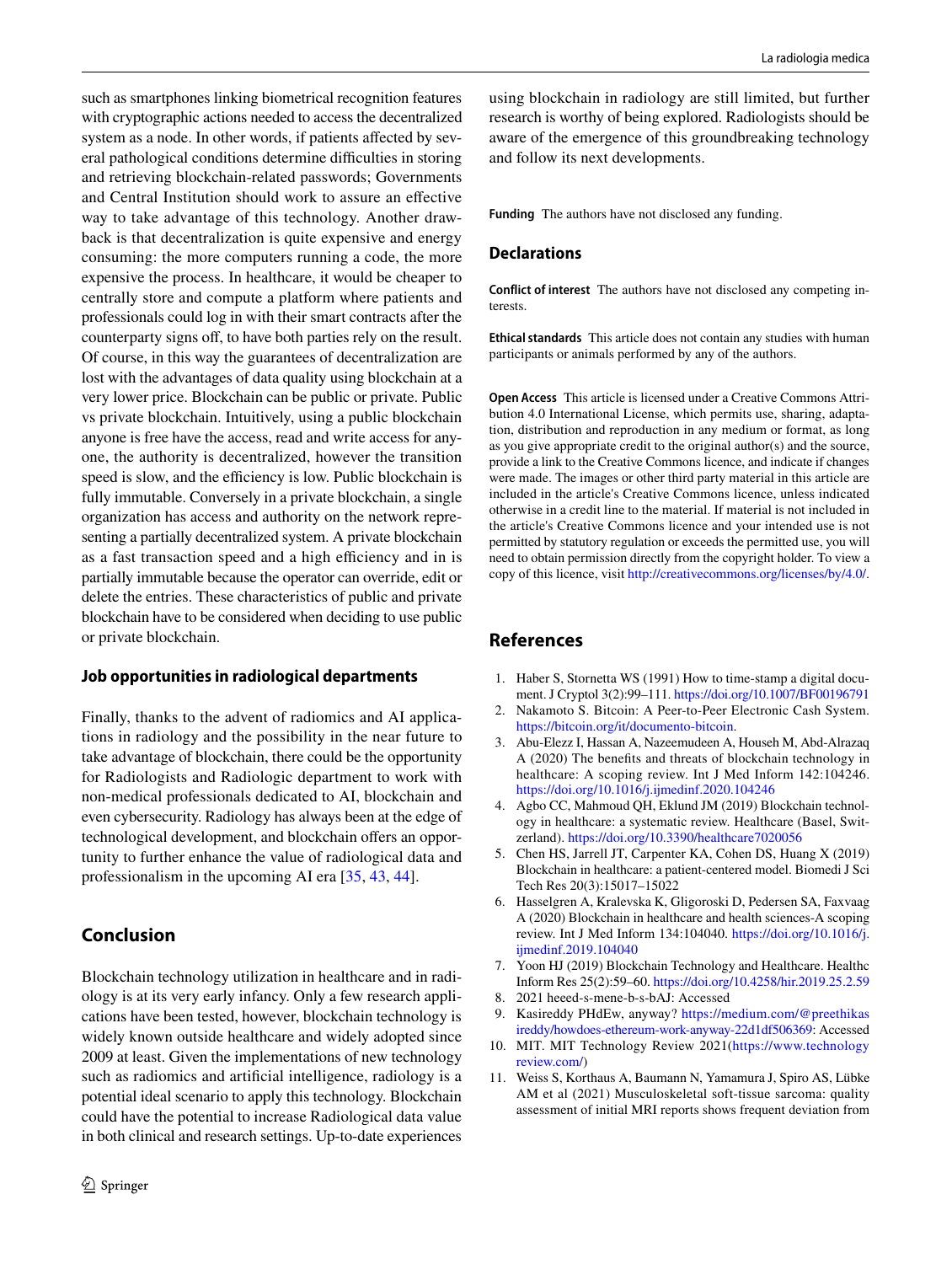such as smartphones linking biometrical recognition features with cryptographic actions needed to access the decentralized system as a node. In other words, if patients affected by several pathological conditions determine difficulties in storing and retrieving blockchain-related passwords; Governments and Central Institution should work to assure an effective way to take advantage of this technology. Another drawback is that decentralization is quite expensive and energy consuming: the more computers running a code, the more expensive the process. In healthcare, it would be cheaper to centrally store and compute a platform where patients and professionals could log in with their smart contracts after the counterparty signs off, to have both parties rely on the result. Of course, in this way the guarantees of decentralization are lost with the advantages of data quality using blockchain at a very lower price. Blockchain can be public or private. Public vs private blockchain. Intuitively, using a public blockchain anyone is free have the access, read and write access for anyone, the authority is decentralized, however the transition speed is slow, and the efficiency is low. Public blockchain is fully immutable. Conversely in a private blockchain, a single organization has access and authority on the network representing a partially decentralized system. A private blockchain as a fast transaction speed and a high efficiency and in is partially immutable because the operator can override, edit or delete the entries. These characteristics of public and private blockchain have to be considered when deciding to use public or private blockchain.

### Job opportunities in radiological departments

Finally, thanks to the advent of radiomics and AI applications in radiology and the possibility in the near future to take advantage of blockchain, there could be the opportunity for Radiologists and Radiologic department to work with non-medical professionals dedicated to AI, blockchain and even cybersecurity. Radiology has always been at the edge of technological development, and blockchain offers an opportunity to further enhance the value of radiological data and professionalism in the upcoming AI era [35, 43, 44].

## Conclusion

Blockchain technology utilization in healthcare and in radiology is at its very early infancy. Only a few research applications have been tested, however, blockchain technology is widely known outside healthcare and widely adopted since 2009 at least. Given the implementations of new technology such as radiomics and artificial intelligence, radiology is a potential ideal scenario to apply this technology. Blockchain could have the potential to increase Radiological data value in both clinical and research settings. Up-to-date experiences using blockchain in radiology are still limited, but further research is worthy of being explored. Radiologists should be aware of the emergence of this groundbreaking technology and follow its next developments.

**Funding** The authors have not disclosed any funding.

## Declarations

**Conflict of interest** The authors have not disclosed any competing interests.

**Ethical standards** This article does not contain any studies with human participants or animals performed by any of the authors.

**Open Access** This article is licensed under a Creative Commons Attribution 4.0 International License, which permits use, sharing, adaptation, distribution and reproduction in any medium or format, as long as you give appropriate credit to the original author(s) and the source, provide a link to the Creative Commons licence, and indicate if changes were made. The images or other third party material in this article are included in the article's Creative Commons licence, unless indicated otherwise in a credit line to the material. If material is not included in the article's Creative Commons licence and your intended use is not permitted by statutory regulation or exceeds the permitted use, you will need to obtain permission directly from the copyright holder. To view a copy of this licence, visit http://creativecommons.org/licenses/by/4.0/.

## References

1. Haber S, Stornetta WS (1991) How to time-stamp a digital document. J Cryptol 3(2):99–111. https://doi.org/10.1007/BF00196791
2. Nakamoto S. Bitcoin: A Peer-to-Peer Electronic Cash System. https://bitcoin.org/it/documento-bitcoin.
3. Abu-Elezz I, Hassan A, Nazeemudeen A, Househ M, Abd-Alrazaq A (2020) The benefits and threats of blockchain technology in healthcare: A scoping review. Int J Med Inform 142:104246. https://doi.org/10.1016/j.ijmedinf.2020.104246
4. Agbo CC, Mahmoud QH, Eklund JM (2019) Blockchain technology in healthcare: a systematic review. Healthcare (Basel, Switzerland). https://doi.org/10.3390/healthcare7020056
5. Chen HS, Jarrell JT, Carpenter KA, Cohen DS, Huang X (2019) Blockchain in healthcare: a patient-centered model. Biomedi J Sci Tech Res 20(3):15017–15022
6. Hasselgren A, Kralevska K, Gligoroski D, Pedersen SA, Faxvaag A (2020) Blockchain in healthcare and health sciences-A scoping review. Int J Med Inform 134:104040. https://doi.org/10.1016/j.ijmedinf.2019.104040
7. Yoon HJ (2019) Blockchain Technology and Healthcare. Healthc Inform Res 25(2):59–60. https://doi.org/10.4258/hir.2019.25.2.59
8. 2021 heeed-s-mene-b-s-bAJ: Accessed
9. Kasireddy PHdEw, anyway? https://medium.com/@preethikasireddy/howdoes-ethereum-work-anyway-22d1df506369: Accessed
10. MIT. MIT Technology Review 2021(https://www.technologyreview.com/)
11. Weiss S, Korthaus A, Baumann N, Yamamura J, Spiro AS, Lübke AM et al (2021) Musculoskeletal soft-tissue sarcoma: quality assessment of initial MRI reports shows frequent deviation from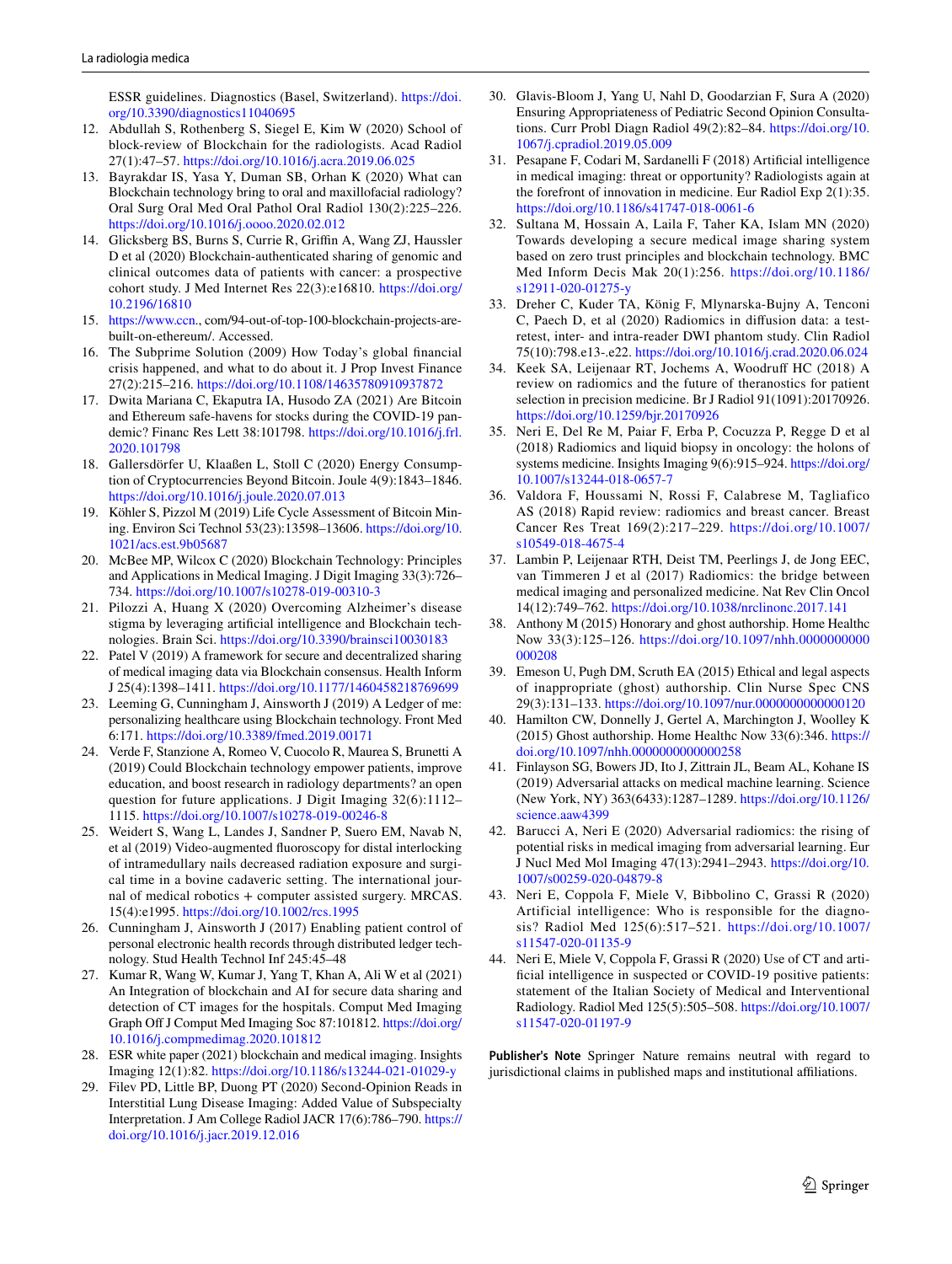ESSR guidelines. Diagnostics (Basel, Switzerland). https://doi.org/10.3390/diagnostics11040695

12. Abdullah S, Rothenberg S, Siegel E, Kim W (2020) School of block-review of Blockchain for the radiologists. Acad Radiol 27(1):47–57. https://doi.org/10.1016/j.acra.2019.06.025
13. Bayrakdar IS, Yasa Y, Duman SB, Orhan K (2020) What can Blockchain technology bring to oral and maxillofacial radiology? Oral Surg Oral Med Oral Pathol Oral Radiol 130(2):225–226. https://doi.org/10.1016/j.oooo.2020.02.012
14. Glicksberg BS, Burns S, Currie R, Griffin A, Wang ZJ, Haussler D et al (2020) Blockchain-authenticated sharing of genomic and clinical outcomes data of patients with cancer: a prospective cohort study. J Med Internet Res 22(3):e16810. https://doi.org/10.2196/16810
15. https://www.ccn., com/94-out-of-top-100-blockchain-projects-are-built-on-ethereum/. Accessed.
16. The Subprime Solution (2009) How Today's global financial crisis happened, and what to do about it. J Prop Invest Finance 27(2):215–216. https://doi.org/10.1108/14635780910937872
17. Dwita Mariana C, Ekaputra IA, Husodo ZA (2021) Are Bitcoin and Ethereum safe-havens for stocks during the COVID-19 pandemic? Financ Res Lett 38:101798. https://doi.org/10.1016/j.frl.2020.101798
18. Gallersdörfer U, Klaaßen L, Stoll C (2020) Energy Consumption of Cryptocurrencies Beyond Bitcoin. Joule 4(9):1843–1846. https://doi.org/10.1016/j.joule.2020.07.013
19. Köhler S, Pizzol M (2019) Life Cycle Assessment of Bitcoin Mining. Environ Sci Technol 53(23):13598–13606. https://doi.org/10.1021/acs.est.9b05687
20. McBee MP, Wilcox C (2020) Blockchain Technology: Principles and Applications in Medical Imaging. J Digit Imaging 33(3):726–734. https://doi.org/10.1007/s10278-019-00310-3
21. Pilozzi A, Huang X (2020) Overcoming Alzheimer's disease stigma by leveraging artificial intelligence and Blockchain technologies. Brain Sci. https://doi.org/10.3390/brainsci10030183
22. Patel V (2019) A framework for secure and decentralized sharing of medical imaging data via Blockchain consensus. Health Inform J 25(4):1398–1411. https://doi.org/10.1177/1460458218769699
23. Leeming G, Cunningham J, Ainsworth J (2019) A Ledger of me: personalizing healthcare using Blockchain technology. Front Med 6:171. https://doi.org/10.3389/fmed.2019.00171
24. Verde F, Stanzione A, Romeo V, Cuocolo R, Maurea S, Brunetti A (2019) Could Blockchain technology empower patients, improve education, and boost research in radiology departments? an open question for future applications. J Digit Imaging 32(6):1112–1115. https://doi.org/10.1007/s10278-019-00246-8
25. Weidert S, Wang L, Landes J, Sandner P, Suero EM, Navab N, et al (2019) Video-augmented fluoroscopy for distal interlocking of intramedullary nails decreased radiation exposure and surgical time in a bovine cadaveric setting. The international journal of medical robotics + computer assisted surgery. MRCAS. 15(4):e1995. https://doi.org/10.1002/rcs.1995
26. Cunningham J, Ainsworth J (2017) Enabling patient control of personal electronic health records through distributed ledger technology. Stud Health Technol Inf 245:45–48
27. Kumar R, Wang W, Kumar J, Yang T, Khan A, Ali W et al (2021) An Integration of blockchain and AI for secure data sharing and detection of CT images for the hospitals. Comput Med Imaging Graph Off J Comput Med Imaging Soc 87:101812. https://doi.org/10.1016/j.compmedimag.2020.101812
28. ESR white paper (2021) blockchain and medical imaging. Insights Imaging 12(1):82. https://doi.org/10.1186/s13244-021-01029-y
29. Filev PD, Little BP, Duong PT (2020) Second-Opinion Reads in Interstitial Lung Disease Imaging: Added Value of Subspecialty Interpretation. J Am College Radiol JACR 17(6):786–790. https://doi.org/10.1016/j.jacr.2019.12.016
30. Glavis-Bloom J, Yang U, Nahl D, Goodarzian F, Sura A (2020) Ensuring Appropriateness of Pediatric Second Opinion Consultations. Curr Probl Diagn Radiol 49(2):82–84. https://doi.org/10.1067/j.cpradiol.2019.05.009
31. Pesapane F, Codari M, Sardanelli F (2018) Artificial intelligence in medical imaging: threat or opportunity? Radiologists again at the forefront of innovation in medicine. Eur Radiol Exp 2(1):35. https://doi.org/10.1186/s41747-018-0061-6
32. Sultana M, Hossain A, Laila F, Taher KA, Islam MN (2020) Towards developing a secure medical image sharing system based on zero trust principles and blockchain technology. BMC Med Inform Decis Mak 20(1):256. https://doi.org/10.1186/s12911-020-01275-y
33. Dreher C, Kuder TA, König F, Mlynarska-Bujny A, Tenconi C, Paech D, et al (2020) Radiomics in diffusion data: a test-retest, inter- and intra-reader DWI phantom study. Clin Radiol 75(10):798.e13-.e22. https://doi.org/10.1016/j.crad.2020.06.024
34. Keek SA, Leijenaar RT, Jochems A, Woodruff HC (2018) A review on radiomics and the future of theranostics for patient selection in precision medicine. Br J Radiol 91(1091):20170926. https://doi.org/10.1259/bjr.20170926
35. Neri E, Del Re M, Paiar F, Erba P, Cocuzza P, Regge D et al (2018) Radiomics and liquid biopsy in oncology: the holons of systems medicine. Insights Imaging 9(6):915–924. https://doi.org/10.1007/s13244-018-0657-7
36. Valdora F, Houssami N, Rossi F, Calabrese M, Tagliafico AS (2018) Rapid review: radiomics and breast cancer. Breast Cancer Res Treat 169(2):217–229. https://doi.org/10.1007/s10549-018-4675-4
37. Lambin P, Leijenaar RTH, Deist TM, Peerlings J, de Jong EEC, van Timmeren J et al (2017) Radiomics: the bridge between medical imaging and personalized medicine. Nat Rev Clin Oncol 14(12):749–762. https://doi.org/10.1038/nrclinonc.2017.141
38. Anthony M (2015) Honorary and ghost authorship. Home Healthc Now 33(3):125–126. https://doi.org/10.1097/nhh.0000000000000208
39. Emeson U, Pugh DM, Scruth EA (2015) Ethical and legal aspects of inappropriate (ghost) authorship. Clin Nurse Spec CNS 29(3):131–133. https://doi.org/10.1097/nur.0000000000000120
40. Hamilton CW, Donnelly J, Gertel A, Marchington J, Woolley K (2015) Ghost authorship. Home Healthc Now 33(6):346. https://doi.org/10.1097/nhh.0000000000000258
41. Finlayson SG, Bowers JD, Ito J, Zittrain JL, Beam AL, Kohane IS (2019) Adversarial attacks on medical machine learning. Science (New York, NY) 363(6433):1287–1289. https://doi.org/10.1126/science.aaw4399
42. Barucci A, Neri E (2020) Adversarial radiomics: the rising of potential risks in medical imaging from adversarial learning. Eur J Nucl Med Mol Imaging 47(13):2941–2943. https://doi.org/10.1007/s00259-020-04879-8
43. Neri E, Coppola F, Miele V, Bibbolino C, Grassi R (2020) Artificial intelligence: Who is responsible for the diagnosis? Radiol Med 125(6):517–521. https://doi.org/10.1007/s11547-020-01135-9
44. Neri E, Miele V, Coppola F, Grassi R (2020) Use of CT and artificial intelligence in suspected or COVID-19 positive patients: statement of the Italian Society of Medical and Interventional Radiology. Radiol Med 125(5):505–508. https://doi.org/10.1007/s11547-020-01197-9

**Publisher's Note** Springer Nature remains neutral with regard to jurisdictional claims in published maps and institutional affiliations.